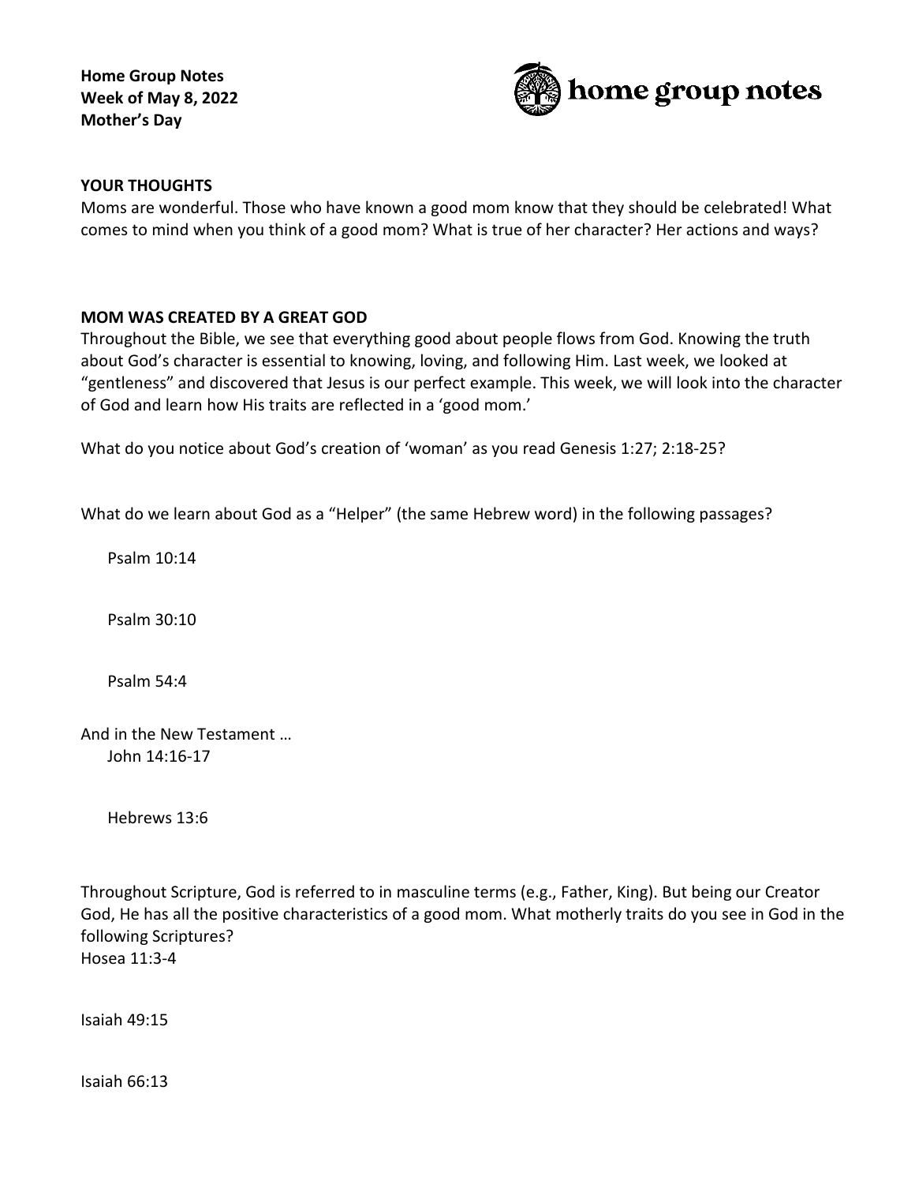**Home Group Notes**
**Week of May 8, 2022**
**Mother's Day**

home group notes

**YOUR THOUGHTS**

Moms are wonderful. Those who have known a good mom know that they should be celebrated! What comes to mind when you think of a good mom? What is true of her character? Her actions and ways?

**MOM WAS CREATED BY A GREAT GOD**

Throughout the Bible, we see that everything good about people flows from God. Knowing the truth about God's character is essential to knowing, loving, and following Him. Last week, we looked at "gentleness" and discovered that Jesus is our perfect example. This week, we will look into the character of God and learn how His traits are reflected in a 'good mom.'

What do you notice about God's creation of 'woman' as you read Genesis 1:27; 2:18-25?

What do we learn about God as a "Helper" (the same Hebrew word) in the following passages?

Psalm 10:14

Psalm 30:10

Psalm 54:4

And in the New Testament …

John 14:16-17

Hebrews 13:6

Throughout Scripture, God is referred to in masculine terms (e.g., Father, King). But being our Creator God, He has all the positive characteristics of a good mom. What motherly traits do you see in God in the following Scriptures?

Hosea 11:3-4

Isaiah 49:15

Isaiah 66:13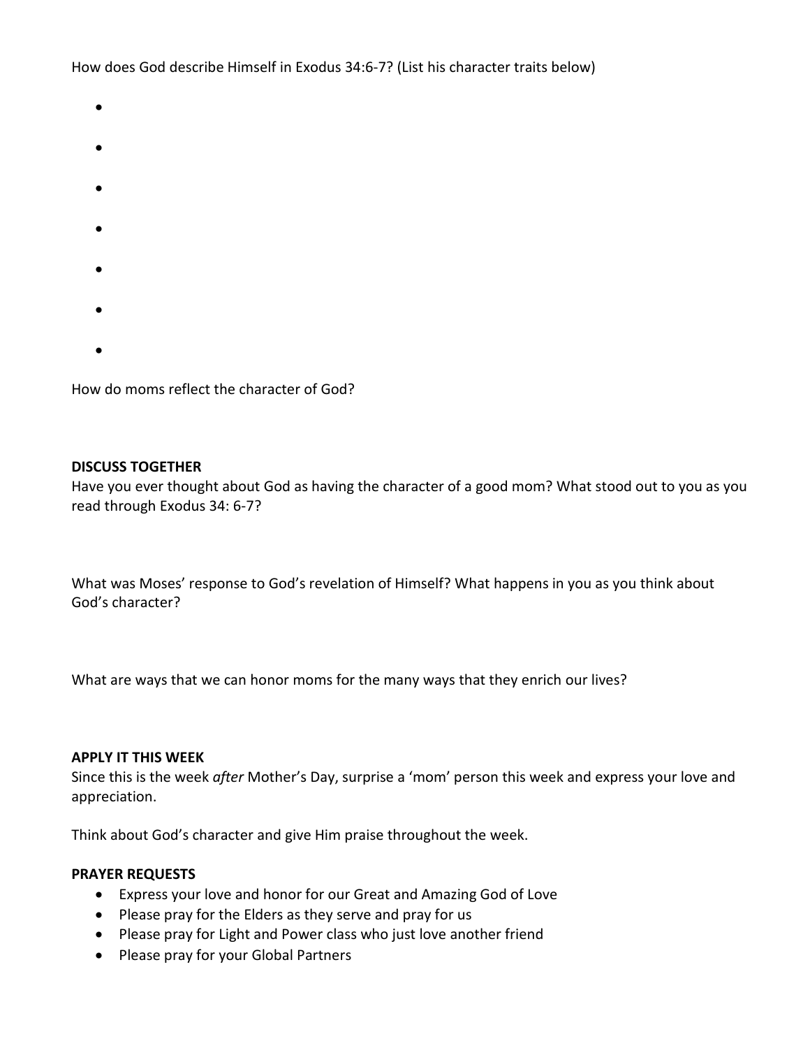How does God describe Himself in Exodus 34:6-7? (List his character traits below)

- 
- 
- 
- 
- 
- 
- 

How do moms reflect the character of God?

**DISCUSS TOGETHER**

Have you ever thought about God as having the character of a good mom? What stood out to you as you read through Exodus 34: 6-7?

What was Moses' response to God's revelation of Himself? What happens in you as you think about God's character?

What are ways that we can honor moms for the many ways that they enrich our lives?

**APPLY IT THIS WEEK**

Since this is the week *after* Mother's Day, surprise a 'mom' person this week and express your love and appreciation.

Think about God's character and give Him praise throughout the week.

**PRAYER REQUESTS**

- Express your love and honor for our Great and Amazing God of Love
- Please pray for the Elders as they serve and pray for us
- Please pray for Light and Power class who just love another friend
- Please pray for your Global Partners